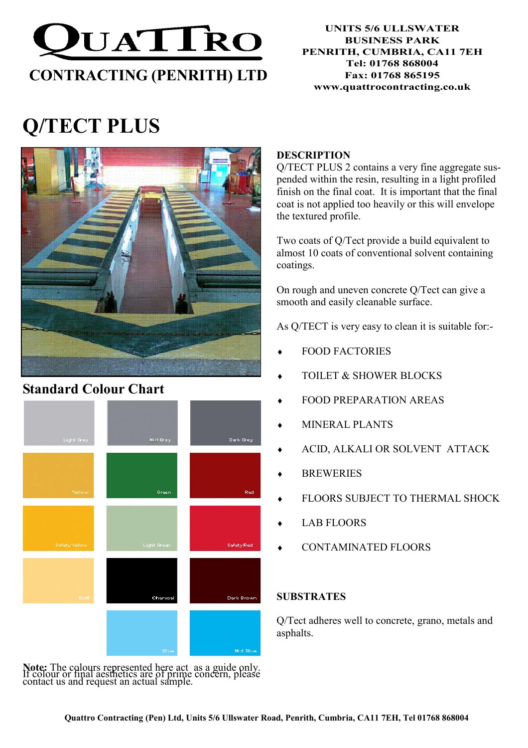# QUATTRO CONTRACTING (PENRITH) LTD

UNITS 5/6 ULLSWATER BUSINESS PARK
PENRITH, CUMBRIA, CA11 7EH
Tel: 01768 868004
Fax: 01768 865195
www.quattrocontracting.co.uk

# Q/TECT PLUS

## DESCRIPTION

Q/TECT PLUS 2 contains a very fine aggregate suspended within the resin, resulting in a light profiled finish on the final coat. It is important that the final coat is not applied too heavily or this will envelope the textured profile.

Two coats of Q/Tect provide a build equivalent to almost 10 coats of conventional solvent containing coatings.

On rough and uneven concrete Q/Tect can give a smooth and easily cleanable surface.

As Q/TECT is very easy to clean it is suitable for:-

- FOOD FACTORIES
- TOILET & SHOWER BLOCKS
- FOOD PREPARATION AREAS
- MINERAL PLANTS
- ACID, ALKALI OR SOLVENT ATTACK
- BREWERIES
- FLOORS SUBJECT TO THERMAL SHOCK
- LAB FLOORS
- CONTAMINATED FLOORS

## SUBSTRATES

Q/Tect adheres well to concrete, grano, metals and asphalts.

## Standard Colour Chart

| | | |
|---|---|---|
| Light Grey | Mid Grey | Dark Grey |
| Yellow | Green | Red |
| Safety Yellow | Light Green | Safety Red |
| Buff | Charcoal | Dark Brown |
| | Blue | Mid Blue |

**Note:** The colours represented here act as a guide only. If colour or final aesthetics are of prime concern, please contact us and request an actual sample.

Quattro Contracting (Pen) Ltd, Units 5/6 Ullswater Road, Penrith, Cumbria, CA11 7EH, Tel 01768 868004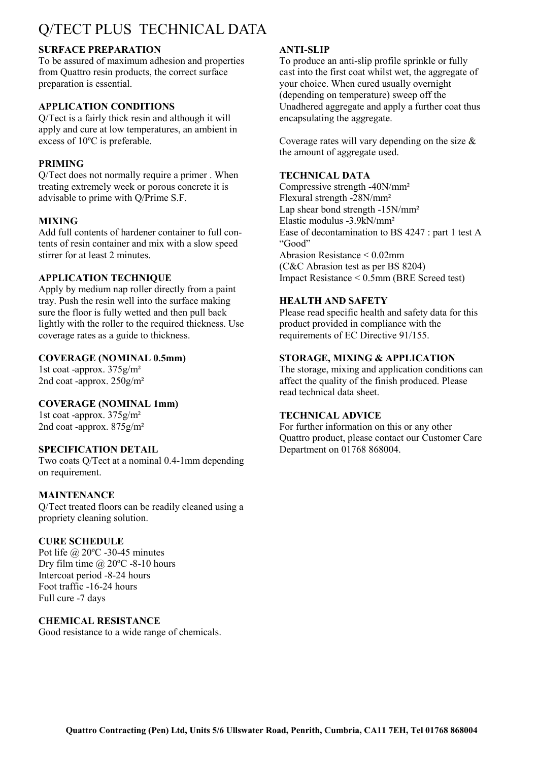# Q/TECT PLUS TECHNICAL DATA

**SURFACE PREPARATION**

To be assured of maximum adhesion and properties from Quattro resin products, the correct surface preparation is essential.

**APPLICATION CONDITIONS**

Q/Tect is a fairly thick resin and although it will apply and cure at low temperatures, an ambient in excess of 10ºC is preferable.

**PRIMING**

Q/Tect does not normally require a primer . When treating extremely week or porous concrete it is advisable to prime with Q/Prime S.F.

**MIXING**

Add full contents of hardener container to full contents of resin container and mix with a slow speed stirrer for at least 2 minutes.

**APPLICATION TECHNIQUE**

Apply by medium nap roller directly from a paint tray. Push the resin well into the surface making sure the floor is fully wetted and then pull back lightly with the roller to the required thickness. Use coverage rates as a guide to thickness.

**COVERAGE (NOMINAL 0.5mm)**

1st coat -approx. 375g/m²
2nd coat -approx. 250g/m²

**COVERAGE (NOMINAL 1mm)**

1st coat -approx. 375g/m²
2nd coat -approx. 875g/m²

**SPECIFICATION DETAIL**

Two coats Q/Tect at a nominal 0.4-1mm depending on requirement.

**MAINTENANCE**

Q/Tect treated floors can be readily cleaned using a propriety cleaning solution.

**CURE SCHEDULE**

Pot life @ 20ºC -30-45 minutes
Dry film time @ 20ºC -8-10 hours
Intercoat period -8-24 hours
Foot traffic -16-24 hours
Full cure -7 days

**CHEMICAL RESISTANCE**

Good resistance to a wide range of chemicals.

**ANTI-SLIP**

To produce an anti-slip profile sprinkle or fully cast into the first coat whilst wet, the aggregate of your choice. When cured usually overnight (depending on temperature) sweep off the Unadhered aggregate and apply a further coat thus encapsulating the aggregate.

Coverage rates will vary depending on the size & the amount of aggregate used.

**TECHNICAL DATA**

Compressive strength -40N/mm²
Flexural strength -28N/mm²
Lap shear bond strength -15N/mm²
Elastic modulus -3.9kN/mm²
Ease of decontamination to BS 4247 : part 1 test A "Good"
Abrasion Resistance < 0.02mm
(C&C Abrasion test as per BS 8204)
Impact Resistance < 0.5mm (BRE Screed test)

**HEALTH AND SAFETY**

Please read specific health and safety data for this product provided in compliance with the requirements of EC Directive 91/155.

**STORAGE, MIXING & APPLICATION**

The storage, mixing and application conditions can affect the quality of the finish produced. Please read technical data sheet.

**TECHNICAL ADVICE**

For further information on this or any other Quattro product, please contact our Customer Care Department on 01768 868004.

**Quattro Contracting (Pen) Ltd, Units 5/6 Ullswater Road, Penrith, Cumbria, CA11 7EH, Tel 01768 868004**